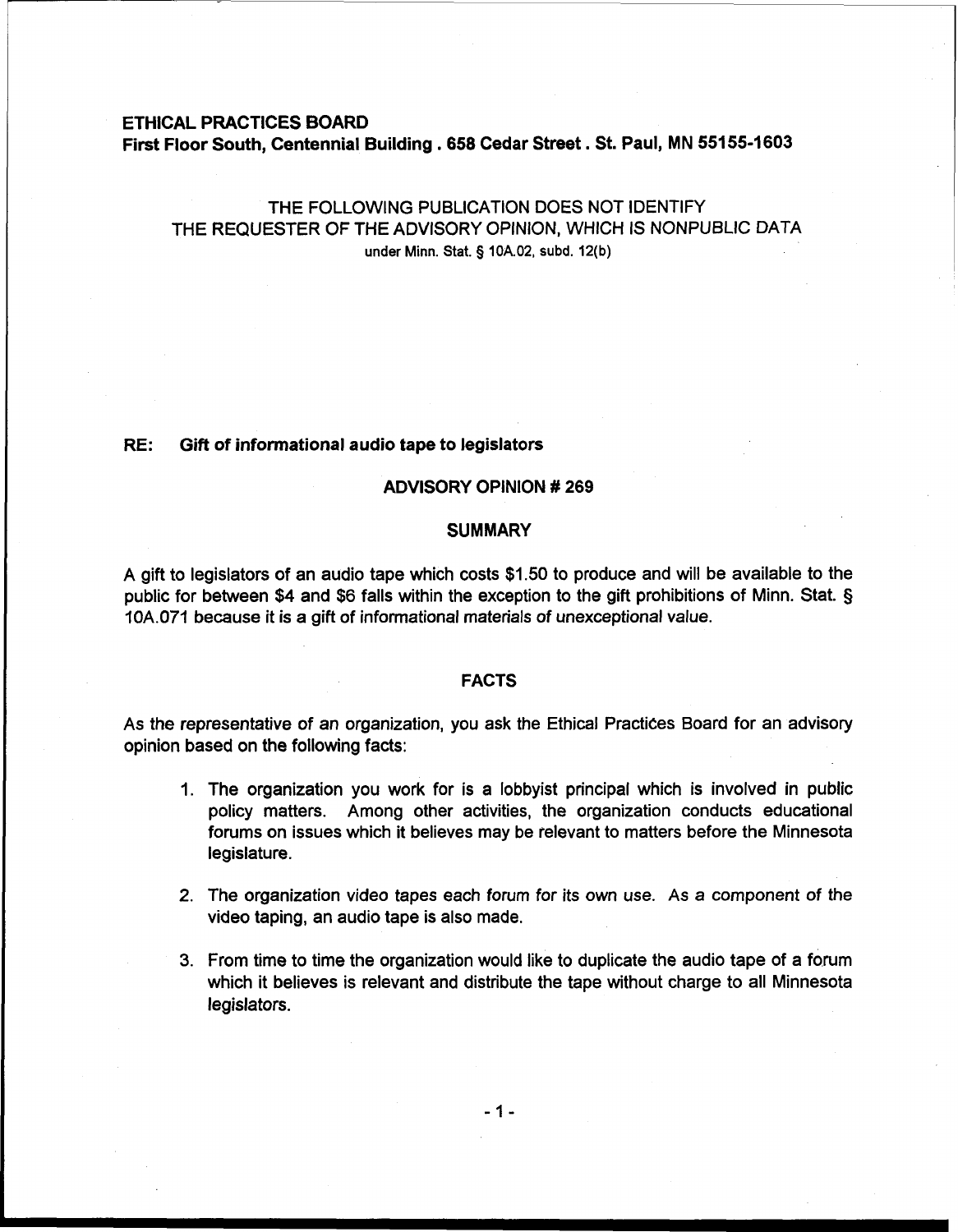**ETHICAL PRACTICES BOARD**
**First Floor South, Centennial Building . 658 Cedar Street . St. Paul, MN 55155-1603**

THE FOLLOWING PUBLICATION DOES NOT IDENTIFY
THE REQUESTER OF THE ADVISORY OPINION, WHICH IS NONPUBLIC DATA
under Minn. Stat. § 10A.02, subd. 12(b)

**RE: Gift of informational audio tape to legislators**

## ADVISORY OPINION # 269

## SUMMARY

A gift to legislators of an audio tape which costs $1.50 to produce and will be available to the public for between $4 and $6 falls within the exception to the gift prohibitions of Minn. Stat. § 10A.071 because it is a gift of informational materials of unexceptional value.

## FACTS

As the representative of an organization, you ask the Ethical Practices Board for an advisory opinion based on the following facts:

1. The organization you work for is a lobbyist principal which is involved in public policy matters. Among other activities, the organization conducts educational forums on issues which it believes may be relevant to matters before the Minnesota legislature.

2. The organization video tapes each forum for its own use. As a component of the video taping, an audio tape is also made.

3. From time to time the organization would like to duplicate the audio tape of a forum which it believes is relevant and distribute the tape without charge to all Minnesota legislators.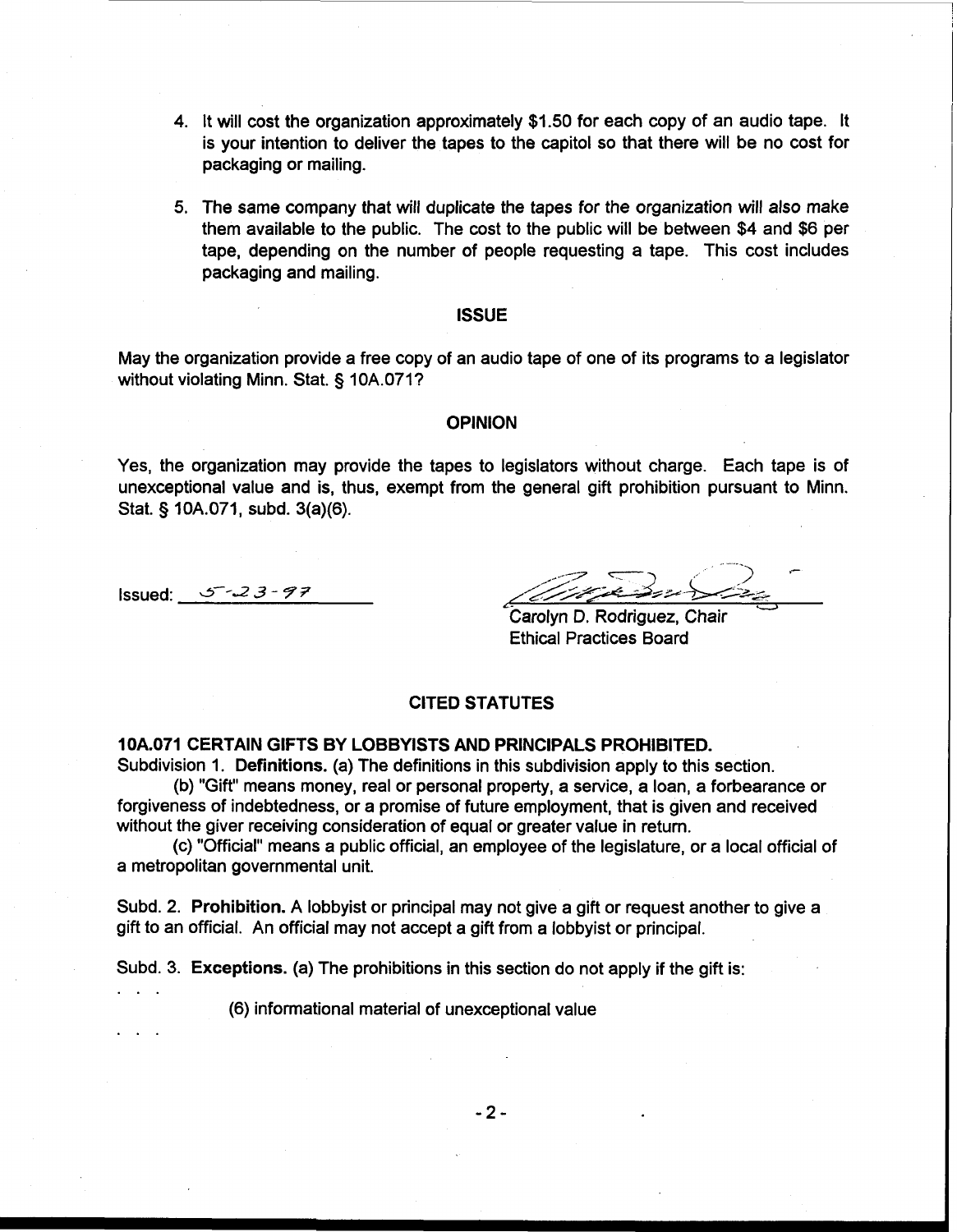4. It will cost the organization approximately $1.50 for each copy of an audio tape. It is your intention to deliver the tapes to the capitol so that there will be no cost for packaging or mailing.

5. The same company that will duplicate the tapes for the organization will also make them available to the public. The cost to the public will be between $4 and $6 per tape, depending on the number of people requesting a tape. This cost includes packaging and mailing.

## ISSUE

May the organization provide a free copy of an audio tape of one of its programs to a legislator without violating Minn. Stat. § 10A.071?

## OPINION

Yes, the organization may provide the tapes to legislators without charge. Each tape is of unexceptional value and is, thus, exempt from the general gift prohibition pursuant to Minn. Stat. § 10A.071, subd. 3(a)(6).

Issued: 5-23-97

Carolyn D. Rodriguez, Chair
Ethical Practices Board

## CITED STATUTES

**10A.071 CERTAIN GIFTS BY LOBBYISTS AND PRINCIPALS PROHIBITED.**

Subdivision 1. **Definitions.** (a) The definitions in this subdivision apply to this section.

(b) "Gift" means money, real or personal property, a service, a loan, a forbearance or forgiveness of indebtedness, or a promise of future employment, that is given and received without the giver receiving consideration of equal or greater value in return.

(c) "Official" means a public official, an employee of the legislature, or a local official of a metropolitan governmental unit.

Subd. 2. **Prohibition.** A lobbyist or principal may not give a gift or request another to give a gift to an official. An official may not accept a gift from a lobbyist or principal.

Subd. 3. **Exceptions.** (a) The prohibitions in this section do not apply if the gift is:

. . .

(6) informational material of unexceptional value

. . .